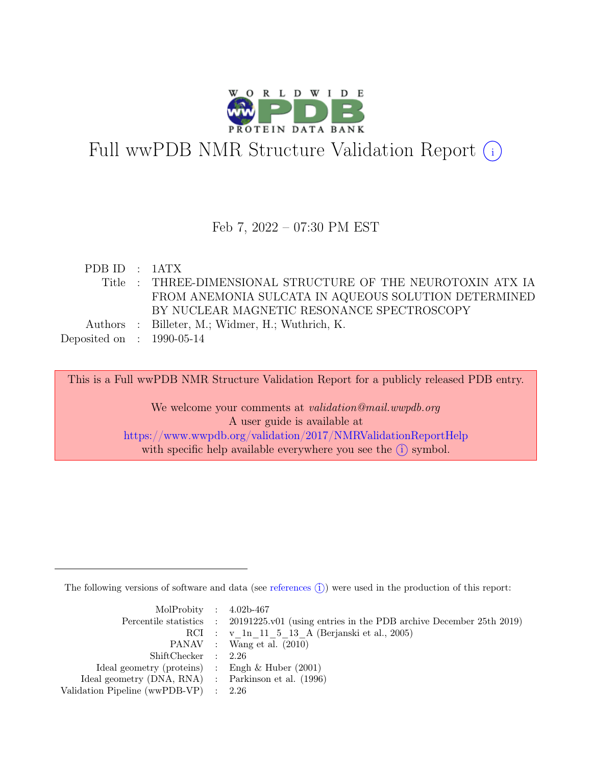# Full wwPDB NMR Structure Validation Report (i)

Feb 7, 2022 – 07:30 PM EST

| | | |
|---|---|---|
| PDB ID | : | 1ATX |
| Title | : | THREE-DIMENSIONAL STRUCTURE OF THE NEUROTOXIN ATX IA FROM ANEMONIA SULCATA IN AQUEOUS SOLUTION DETERMINED BY NUCLEAR MAGNETIC RESONANCE SPECTROSCOPY |
| Authors | : | Billeter, M.; Widmer, H.; Wuthrich, K. |
| Deposited on | : | 1990-05-14 |

This is a Full wwPDB NMR Structure Validation Report for a publicly released PDB entry.

We welcome your comments at *validation@mail.wwpdb.org*
A user guide is available at
https://www.wwpdb.org/validation/2017/NMRValidationReportHelp
with specific help available everywhere you see the (i) symbol.

The following versions of software and data (see references (i)) were used in the production of this report:

| | | |
|---|---|---|
| MolProbity | : | 4.02b-467 |
| Percentile statistics | : | 20191225.v01 (using entries in the PDB archive December 25th 2019) |
| RCI | : | v_1n_11_5_13_A (Berjanski et al., 2005) |
| PANAV | : | Wang et al. (2010) |
| ShiftChecker | : | 2.26 |
| Ideal geometry (proteins) | : | Engh & Huber (2001) |
| Ideal geometry (DNA, RNA) | : | Parkinson et al. (1996) |
| Validation Pipeline (wwPDB-VP) | : | 2.26 |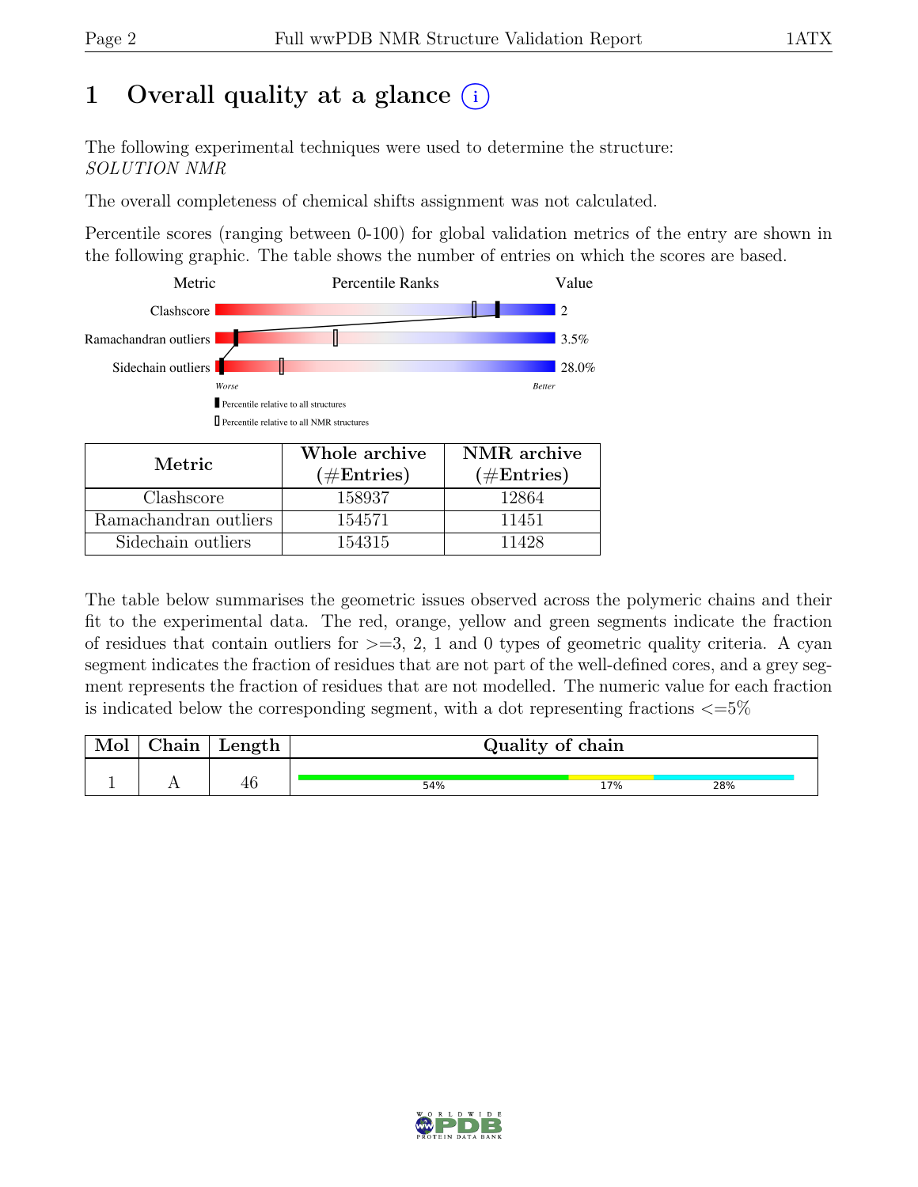# 1 Overall quality at a glance (i)

The following experimental techniques were used to determine the structure:
*SOLUTION NMR*

The overall completeness of chemical shifts assignment was not calculated.

Percentile scores (ranging between 0-100) for global validation metrics of the entry are shown in the following graphic. The table shows the number of entries on which the scores are based.

| Metric | Percentile Ranks | Value |
|---|---|---|
| Clashscore | | 2 |
| Ramachandran outliers | | 3.5% |
| Sidechain outliers | | 28.0% |

Worse — Better

▮ Percentile relative to all structures

▯ Percentile relative to all NMR structures

| Metric | Whole archive (#Entries) | NMR archive (#Entries) |
|---|---|---|
| Clashscore | 158937 | 12864 |
| Ramachandran outliers | 154571 | 11451 |
| Sidechain outliers | 154315 | 11428 |

The table below summarises the geometric issues observed across the polymeric chains and their fit to the experimental data. The red, orange, yellow and green segments indicate the fraction of residues that contain outliers for >=3, 2, 1 and 0 types of geometric quality criteria. A cyan segment indicates the fraction of residues that are not part of the well-defined cores, and a grey segment represents the fraction of residues that are not modelled. The numeric value for each fraction is indicated below the corresponding segment, with a dot representing fractions <=5%

| Mol | Chain | Length | Quality of chain |
|---|---|---|---|
| 1 | A | 46 | 54% 17% 28% |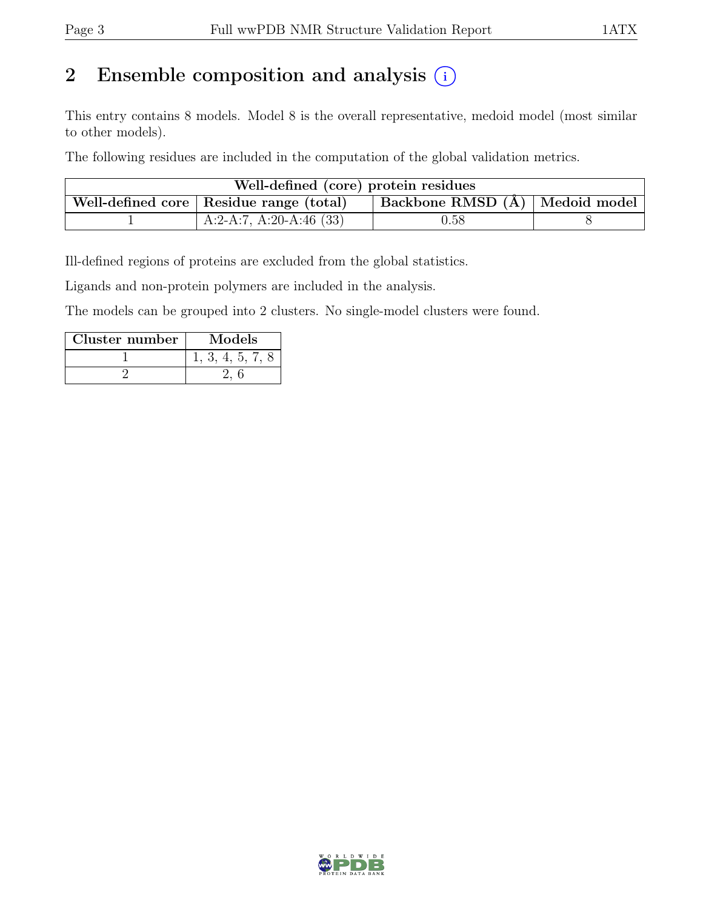## 2 Ensemble composition and analysis (i)

This entry contains 8 models. Model 8 is the overall representative, medoid model (most similar to other models).

The following residues are included in the computation of the global validation metrics.

| Well-defined (core) protein residues | | | |
|---|---|---|---|
| Well-defined core | Residue range (total) | Backbone RMSD (Å) | Medoid model |
| 1 | A:2-A:7, A:20-A:46 (33) | 0.58 | 8 |

Ill-defined regions of proteins are excluded from the global statistics.

Ligands and non-protein polymers are included in the analysis.

The models can be grouped into 2 clusters. No single-model clusters were found.

| Cluster number | Models |
|---|---|
| 1 | 1, 3, 4, 5, 7, 8 |
| 2 | 2, 6 |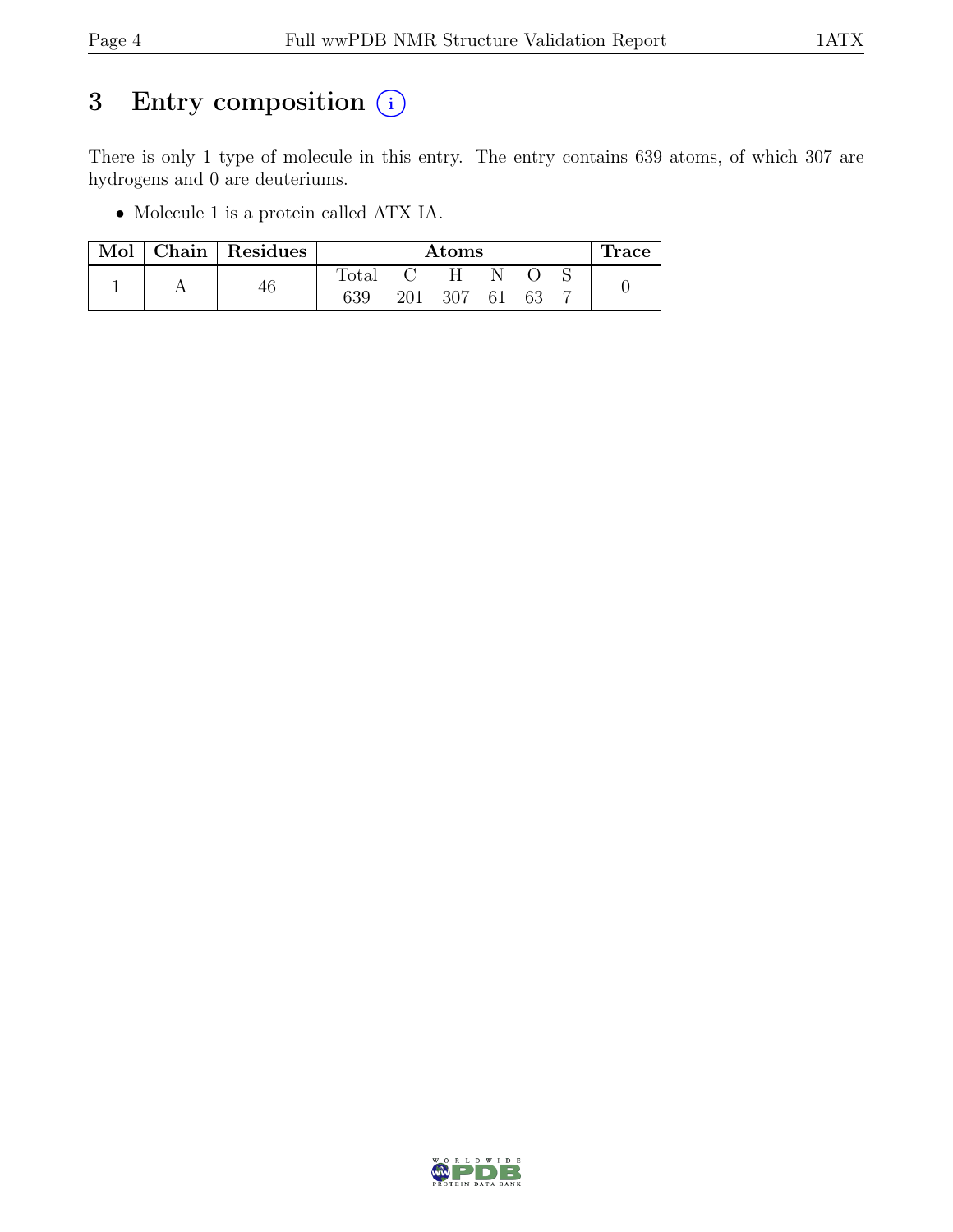# 3 Entry composition (i)

There is only 1 type of molecule in this entry. The entry contains 639 atoms, of which 307 are hydrogens and 0 are deuteriums.

- Molecule 1 is a protein called ATX IA.

| Mol | Chain | Residues | Atoms | | | | | | Trace |
|---|---|---|---|---|---|---|---|---|---|
| | | | Total | C | H | N | O | S | |
| 1 | A | 46 | 639 | 201 | 307 | 61 | 63 | 7 | 0 |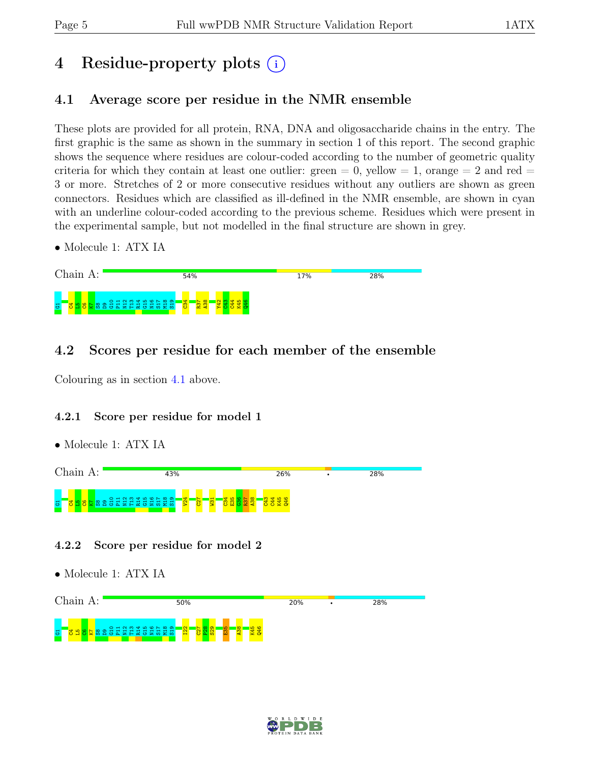# 4 Residue-property plots

## 4.1 Average score per residue in the NMR ensemble

These plots are provided for all protein, RNA, DNA and oligosaccharide chains in the entry. The first graphic is the same as shown in the summary in section 1 of this report. The second graphic shows the sequence where residues are colour-coded according to the number of geometric quality criteria for which they contain at least one outlier: green = 0, yellow = 1, orange = 2 and red = 3 or more. Stretches of 2 or more consecutive residues without any outliers are shown as green connectors. Residues which are classified as ill-defined in the NMR ensemble, are shown in cyan with an underline colour-coded according to the previous scheme. Residues which were present in the experimental sample, but not modelled in the final structure are shown in grey.

- Molecule 1: ATX IA

Chain A: 54% | 17% | 28%

G1 C4 L5 C6 K7 S8 D9 G10 P11 N12 T13 R14 G15 N16 S17 M18 S19 C34 R37 A38 Y42 C43 C44 K45 Q46

## 4.2 Scores per residue for each member of the ensemble

Colouring as in section 4.1 above.

### 4.2.1 Score per residue for model 1

- Molecule 1: ATX IA

Chain A: 43% | 26% | • | 28%

G1 C4 L5 C6 K7 S8 D9 G10 P11 N12 T13 R14 G15 N16 S17 M18 S19 V24 C27 W31 C34 E35 G36 R37 A38 C43 C44 K45 Q46

### 4.2.2 Score per residue for model 2

- Molecule 1: ATX IA

Chain A: 50% | 20% | • | 28%

G1 C4 L5 C6 K7 S8 D9 G10 P11 N12 T13 R14 G15 N16 S17 M18 S19 I22 C27 P28 S29 E35 A38 K45 Q46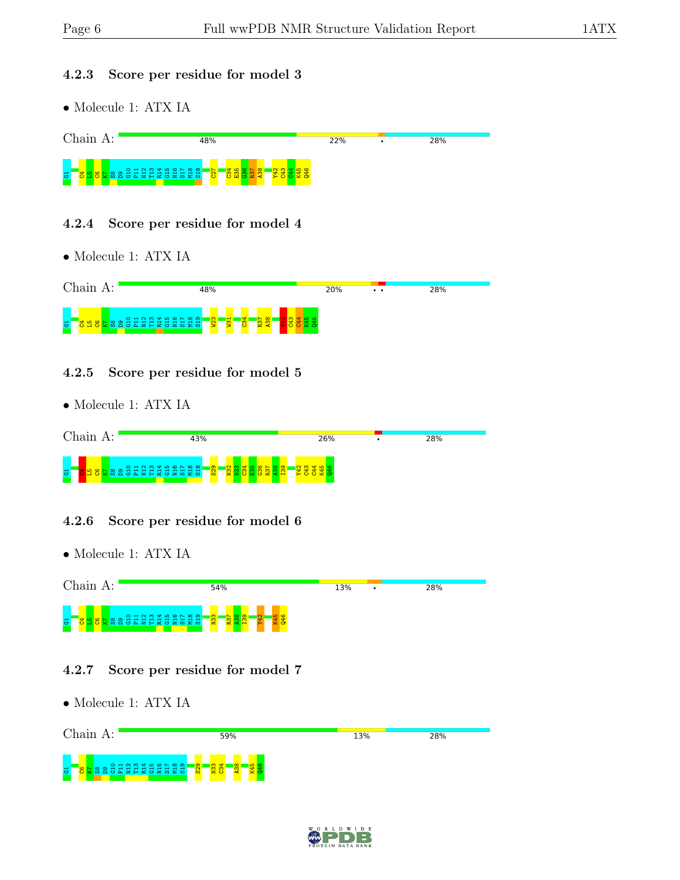### 4.2.3 Score per residue for model 3

- Molecule 1: ATX IA

Chain A: 48% | 22% | • | 28%

G1 C4 L5 C6 K7 S8 D9 G10 P11 N12 T13 R14 G15 N16 S17 M18 S19 C27 C34 E35 G36 R37 A38 Y42 C43 C44 K45 Q46

### 4.2.4 Score per residue for model 4

- Molecule 1: ATX IA

Chain A: 48% | 20% | • • | 28%

G1 C4 L5 C6 K7 S8 D9 G10 P11 N12 T13 R14 G15 N16 S17 M18 S19 W23 W31 C34 R37 A38 Y42 C43 C44 K45 Q46

### 4.2.5 Score per residue for model 5

- Molecule 1: ATX IA

Chain A: 43% | 26% | • | 28%

G1 C4 L5 C6 K7 S8 D9 G10 P11 N12 T13 R14 G15 N16 S17 M18 S19 S29 N32 N33 C34 E35 G36 R37 A38 I39 Y42 C43 C44 K45 Q46

### 4.2.6 Score per residue for model 6

- Molecule 1: ATX IA

Chain A: 54% | 13% | • | 28%

G1 C4 L5 C6 K7 S8 D9 G10 P11 N12 T13 R14 G15 N16 S17 M18 S19 N33 R37 A38 I39 Y42 K45 Q46

### 4.2.7 Score per residue for model 7

- Molecule 1: ATX IA

Chain A: 59% | 13% | 28%

G1 C6 K7 S8 D9 G10 P11 N12 T13 R14 G15 N16 S17 M18 S19 S29 N33 C34 A38 K45 Q46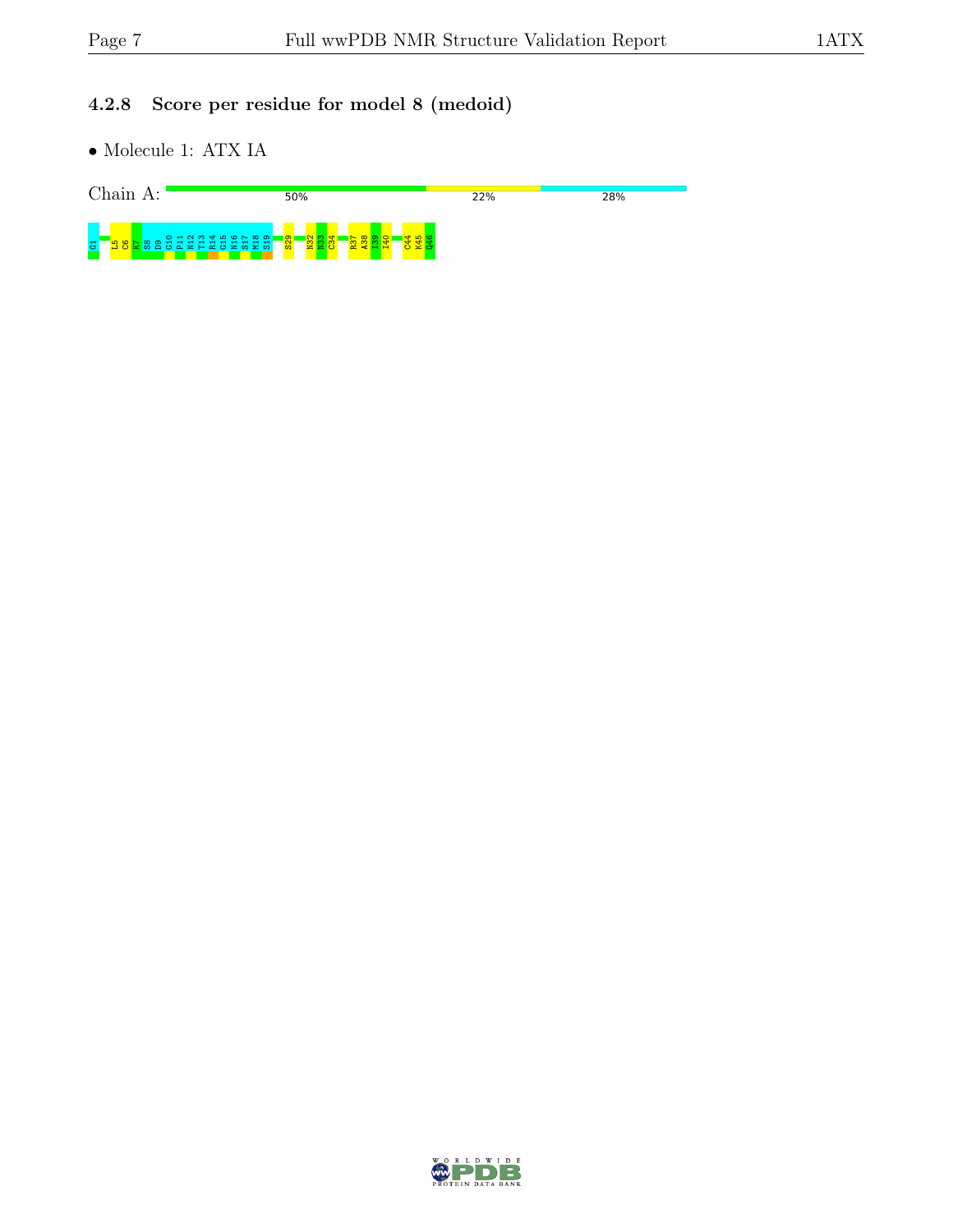### 4.2.8 Score per residue for model 8 (medoid)

- Molecule 1: ATX IA

Chain A: 50% 22% 28%

G1 L5 C6 K7 S8 D9 G10 P11 N12 T13 R14 G15 N16 S17 M18 S19 S29 N32 N33 C34 R37 A38 I39 I40 C44 K45 Q46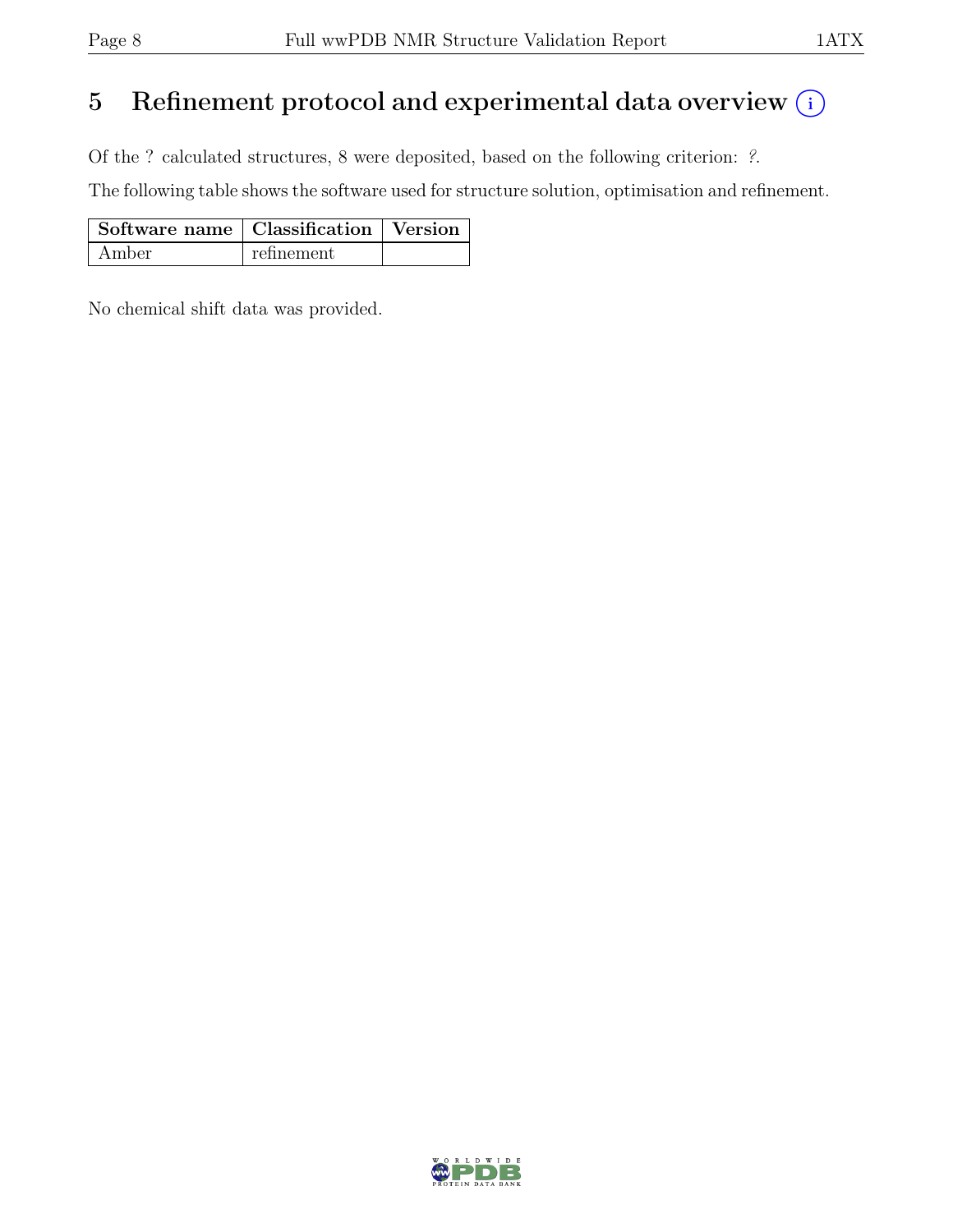# 5 Refinement protocol and experimental data overview

Of the ? calculated structures, 8 were deposited, based on the following criterion: *?*.

The following table shows the software used for structure solution, optimisation and refinement.

| Software name | Classification | Version |
|---|---|---|
| Amber | refinement | |

No chemical shift data was provided.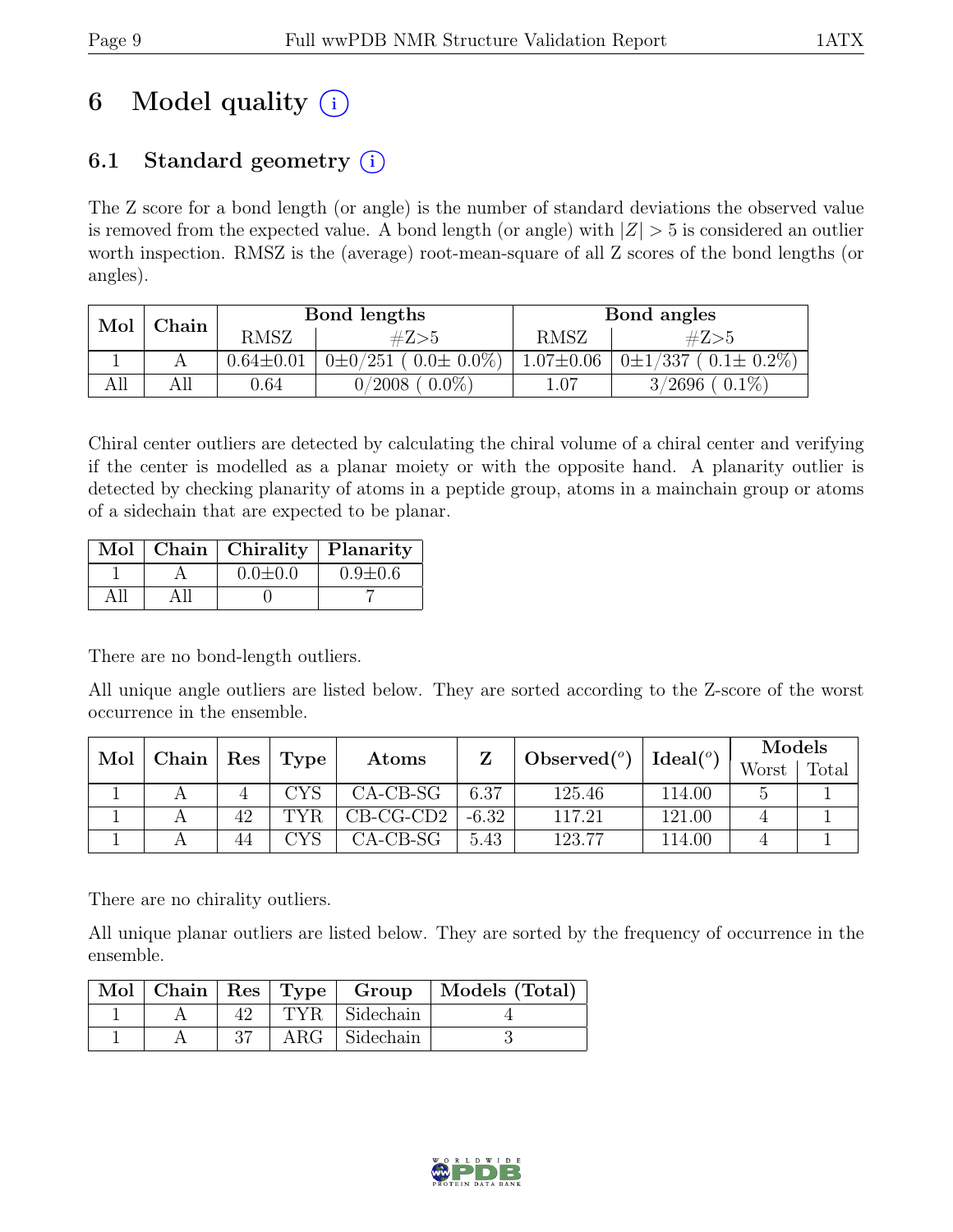# 6 Model quality (i)

## 6.1 Standard geometry (i)

The Z score for a bond length (or angle) is the number of standard deviations the observed value is removed from the expected value. A bond length (or angle) with $|Z| > 5$ is considered an outlier worth inspection. RMSZ is the (average) root-mean-square of all Z scores of the bond lengths (or angles).

| Mol | Chain | Bond lengths | | Bond angles | |
|---|---|---|---|---|---|
| | | RMSZ | #Z>5 | RMSZ | #Z>5 |
| 1 | A | 0.64±0.01 | 0±0/251 ( 0.0± 0.0%) | 1.07±0.06 | 0±1/337 ( 0.1± 0.2%) |
| All | All | 0.64 | 0/2008 ( 0.0%) | 1.07 | 3/2696 ( 0.1%) |

Chiral center outliers are detected by calculating the chiral volume of a chiral center and verifying if the center is modelled as a planar moiety or with the opposite hand. A planarity outlier is detected by checking planarity of atoms in a peptide group, atoms in a mainchain group or atoms of a sidechain that are expected to be planar.

| Mol | Chain | Chirality | Planarity |
|---|---|---|---|
| 1 | A | 0.0±0.0 | 0.9±0.6 |
| All | All | 0 | 7 |

There are no bond-length outliers.

All unique angle outliers are listed below. They are sorted according to the Z-score of the worst occurrence in the ensemble.

| Mol | Chain | Res | Type | Atoms | Z | Observed(°) | Ideal(°) | Models | |
|---|---|---|---|---|---|---|---|---|---|
| | | | | | | | | Worst | Total |
| 1 | A | 4 | CYS | CA-CB-SG | 6.37 | 125.46 | 114.00 | 5 | 1 |
| 1 | A | 42 | TYR | CB-CG-CD2 | -6.32 | 117.21 | 121.00 | 4 | 1 |
| 1 | A | 44 | CYS | CA-CB-SG | 5.43 | 123.77 | 114.00 | 4 | 1 |

There are no chirality outliers.

All unique planar outliers are listed below. They are sorted by the frequency of occurrence in the ensemble.

| Mol | Chain | Res | Type | Group | Models (Total) |
|---|---|---|---|---|---|
| 1 | A | 42 | TYR | Sidechain | 4 |
| 1 | A | 37 | ARG | Sidechain | 3 |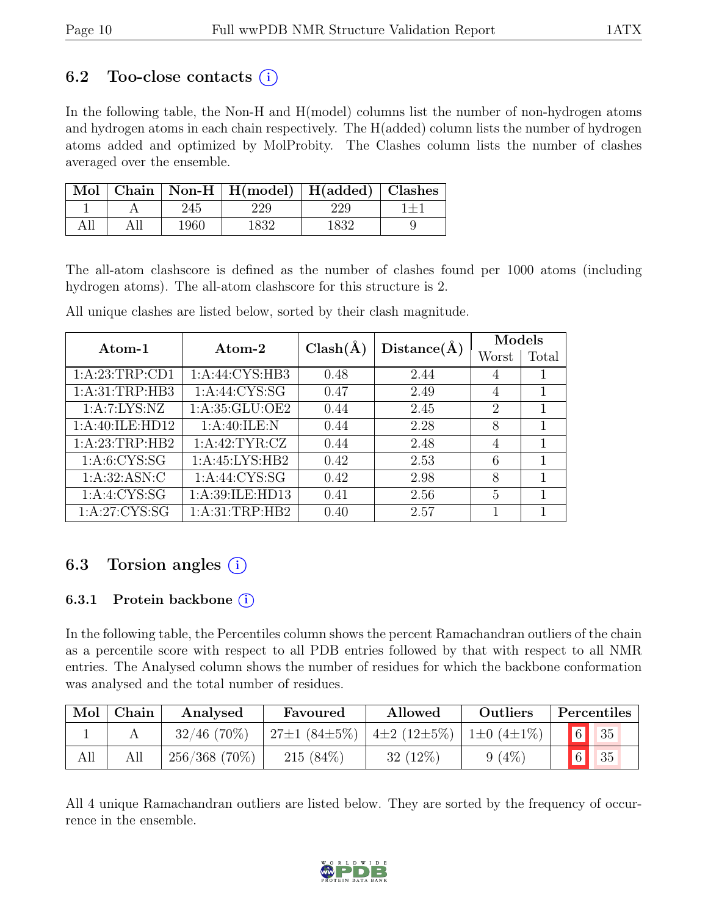## 6.2 Too-close contacts

In the following table, the Non-H and H(model) columns list the number of non-hydrogen atoms and hydrogen atoms in each chain respectively. The H(added) column lists the number of hydrogen atoms added and optimized by MolProbity. The Clashes column lists the number of clashes averaged over the ensemble.

| Mol | Chain | Non-H | H(model) | H(added) | Clashes |
|---|---|---|---|---|---|
| 1 | A | 245 | 229 | 229 | 1±1 |
| All | All | 1960 | 1832 | 1832 | 9 |

The all-atom clashscore is defined as the number of clashes found per 1000 atoms (including hydrogen atoms). The all-atom clashscore for this structure is 2.

All unique clashes are listed below, sorted by their clash magnitude.

| Atom-1 | Atom-2 | Clash(Å) | Distance(Å) | Models | |
|---|---|---|---|---|---|
| | | | | Worst | Total |
| 1:A:23:TRP:CD1 | 1:A:44:CYS:HB3 | 0.48 | 2.44 | 4 | 1 |
| 1:A:31:TRP:HB3 | 1:A:44:CYS:SG | 0.47 | 2.49 | 4 | 1 |
| 1:A:7:LYS:NZ | 1:A:35:GLU:OE2 | 0.44 | 2.45 | 2 | 1 |
| 1:A:40:ILE:HD12 | 1:A:40:ILE:N | 0.44 | 2.28 | 8 | 1 |
| 1:A:23:TRP:HB2 | 1:A:42:TYR:CZ | 0.44 | 2.48 | 4 | 1 |
| 1:A:6:CYS:SG | 1:A:45:LYS:HB2 | 0.42 | 2.53 | 6 | 1 |
| 1:A:32:ASN:C | 1:A:44:CYS:SG | 0.42 | 2.98 | 8 | 1 |
| 1:A:4:CYS:SG | 1:A:39:ILE:HD13 | 0.41 | 2.56 | 5 | 1 |
| 1:A:27:CYS:SG | 1:A:31:TRP:HB2 | 0.40 | 2.57 | 1 | 1 |

## 6.3 Torsion angles

### 6.3.1 Protein backbone

In the following table, the Percentiles column shows the percent Ramachandran outliers of the chain as a percentile score with respect to all PDB entries followed by that with respect to all NMR entries. The Analysed column shows the number of residues for which the backbone conformation was analysed and the total number of residues.

| Mol | Chain | Analysed | Favoured | Allowed | Outliers | Percentiles | |
|---|---|---|---|---|---|---|---|
| 1 | A | 32/46 (70%) | 27±1 (84±5%) | 4±2 (12±5%) | 1±0 (4±1%) | 6 | 35 |
| All | All | 256/368 (70%) | 215 (84%) | 32 (12%) | 9 (4%) | 6 | 35 |

All 4 unique Ramachandran outliers are listed below. They are sorted by the frequency of occurrence in the ensemble.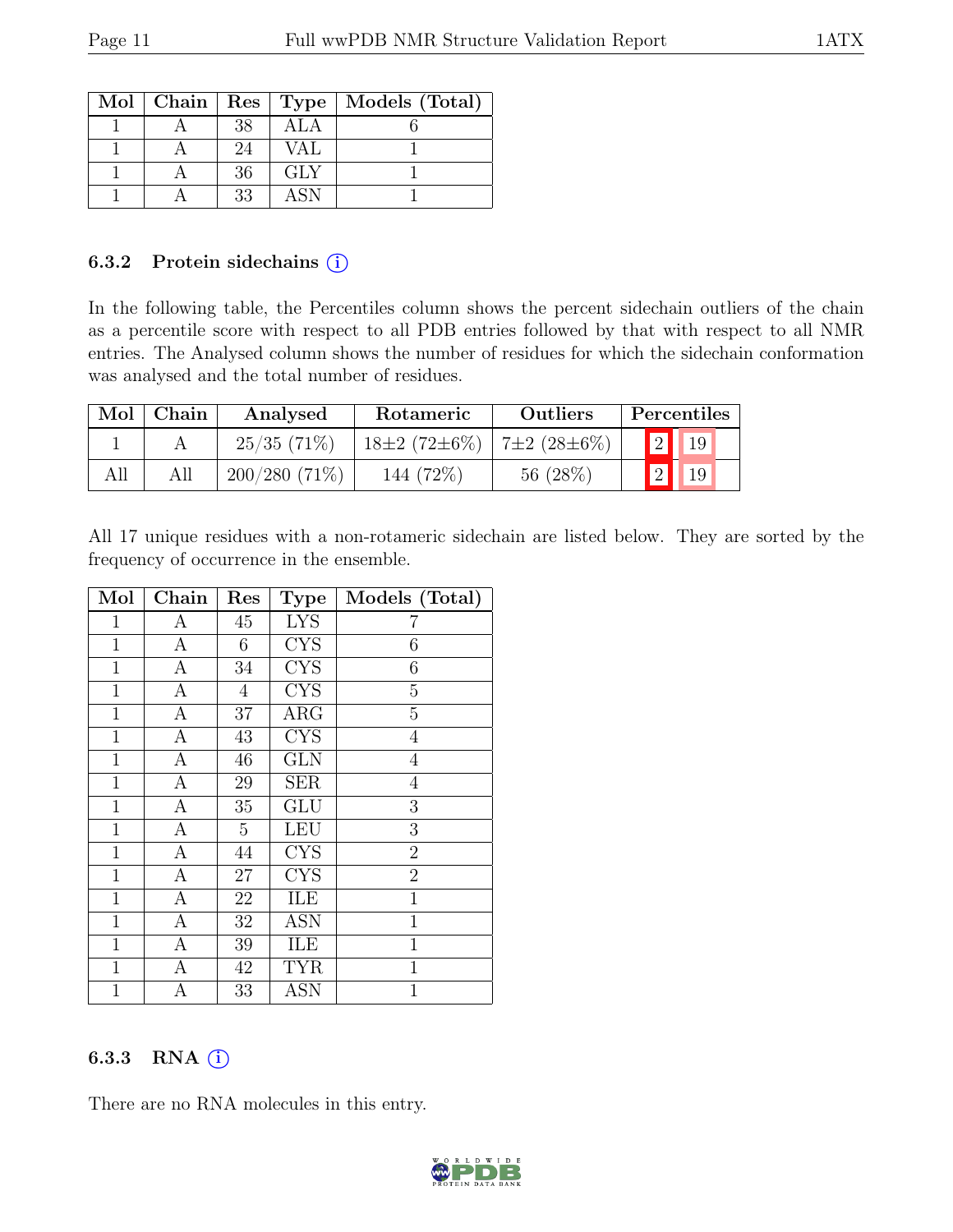| Mol | Chain | Res | Type | Models (Total) |
|---|---|---|---|---|
| 1 | A | 38 | ALA | 6 |
| 1 | A | 24 | VAL | 1 |
| 1 | A | 36 | GLY | 1 |
| 1 | A | 33 | ASN | 1 |

### 6.3.2 Protein sidechains (i)

In the following table, the Percentiles column shows the percent sidechain outliers of the chain as a percentile score with respect to all PDB entries followed by that with respect to all NMR entries. The Analysed column shows the number of residues for which the sidechain conformation was analysed and the total number of residues.

| Mol | Chain | Analysed | Rotameric | Outliers | Percentiles | |
|---|---|---|---|---|---|---|
| 1 | A | 25/35 (71%) | 18±2 (72±6%) | 7±2 (28±6%) | 2 | 19 |
| All | All | 200/280 (71%) | 144 (72%) | 56 (28%) | 2 | 19 |

All 17 unique residues with a non-rotameric sidechain are listed below. They are sorted by the frequency of occurrence in the ensemble.

| Mol | Chain | Res | Type | Models (Total) |
|---|---|---|---|---|
| 1 | A | 45 | LYS | 7 |
| 1 | A | 6 | CYS | 6 |
| 1 | A | 34 | CYS | 6 |
| 1 | A | 4 | CYS | 5 |
| 1 | A | 37 | ARG | 5 |
| 1 | A | 43 | CYS | 4 |
| 1 | A | 46 | GLN | 4 |
| 1 | A | 29 | SER | 4 |
| 1 | A | 35 | GLU | 3 |
| 1 | A | 5 | LEU | 3 |
| 1 | A | 44 | CYS | 2 |
| 1 | A | 27 | CYS | 2 |
| 1 | A | 22 | ILE | 1 |
| 1 | A | 32 | ASN | 1 |
| 1 | A | 39 | ILE | 1 |
| 1 | A | 42 | TYR | 1 |
| 1 | A | 33 | ASN | 1 |

### 6.3.3 RNA (i)

There are no RNA molecules in this entry.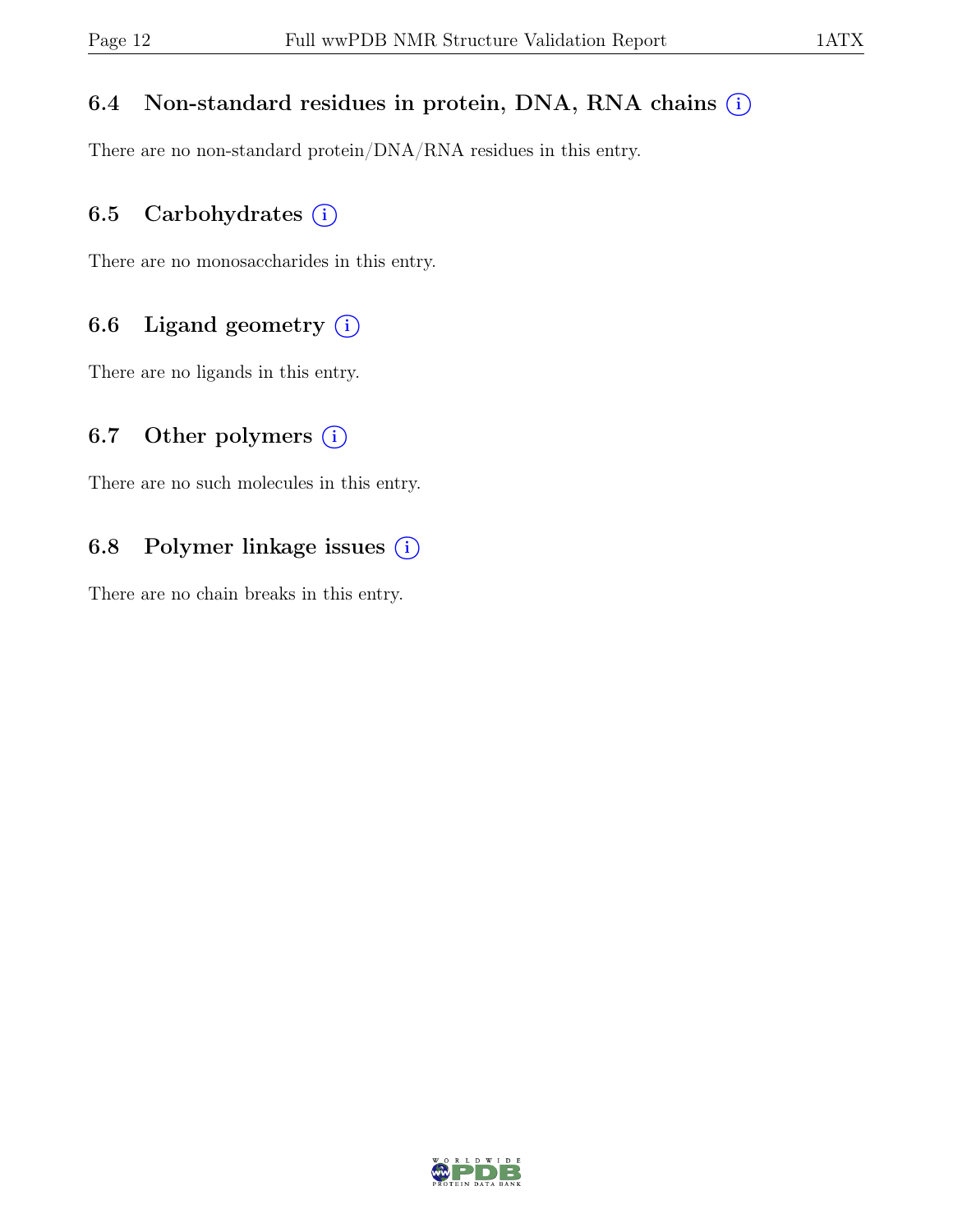### 6.4 Non-standard residues in protein, DNA, RNA chains

There are no non-standard protein/DNA/RNA residues in this entry.

### 6.5 Carbohydrates

There are no monosaccharides in this entry.

### 6.6 Ligand geometry

There are no ligands in this entry.

### 6.7 Other polymers

There are no such molecules in this entry.

### 6.8 Polymer linkage issues

There are no chain breaks in this entry.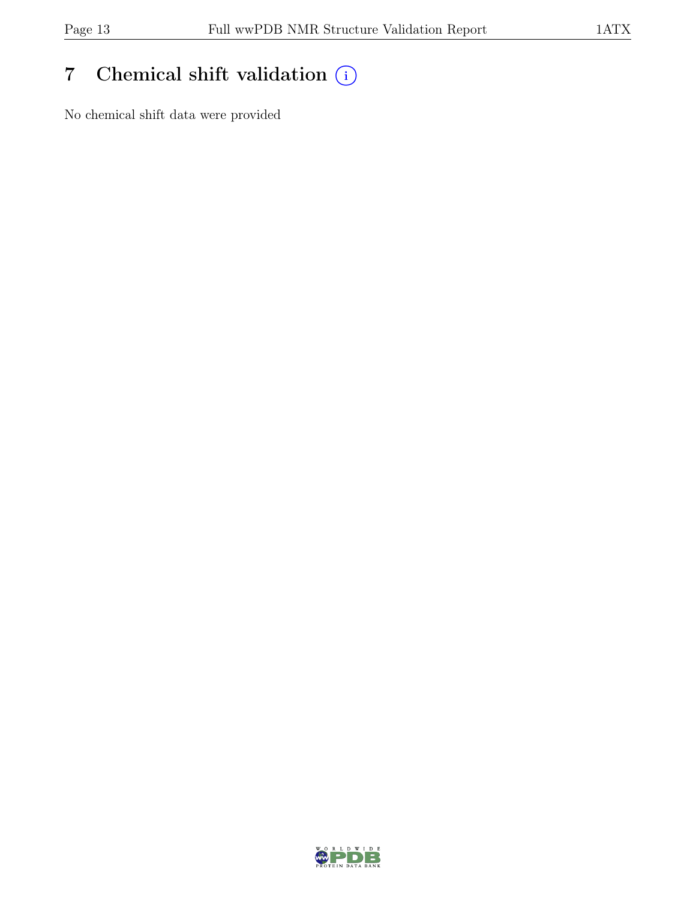# 7 Chemical shift validation

No chemical shift data were provided